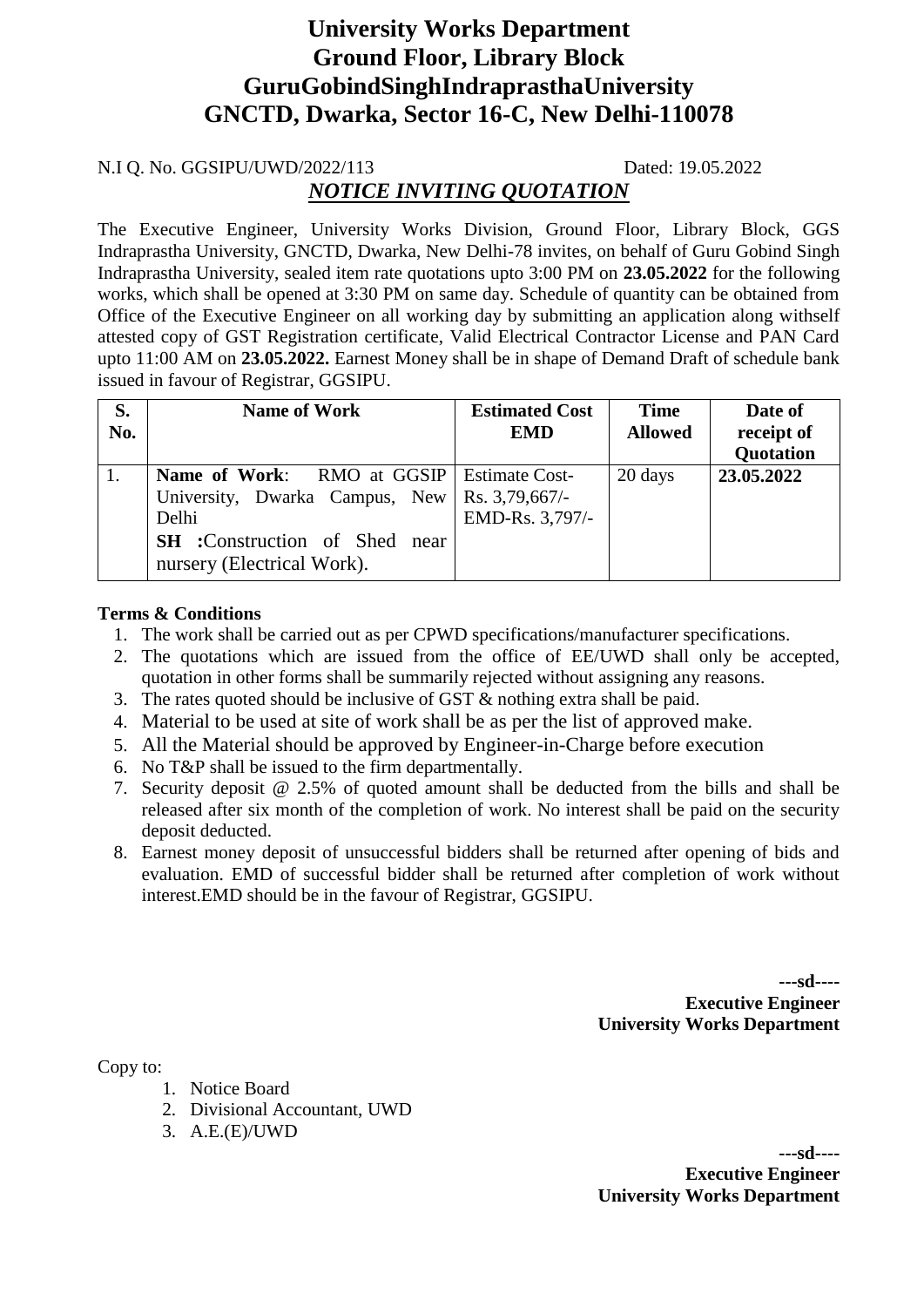# University Works Department
# Ground Floor, Library Block
# GuruGobindSinghIndraprasthaUniversity
# GNCTD, Dwarka, Sector 16-C, New Delhi-110078

N.I Q. No. GGSIPU/UWD/2022/113 Dated: 19.05.2022

## ***NOTICE INVITING QUOTATION***

The Executive Engineer, University Works Division, Ground Floor, Library Block, GGS Indraprastha University, GNCTD, Dwarka, New Delhi-78 invites, on behalf of Guru Gobind Singh Indraprastha University, sealed item rate quotations upto 3:00 PM on **23.05.2022** for the following works, which shall be opened at 3:30 PM on same day. Schedule of quantity can be obtained from Office of the Executive Engineer on all working day by submitting an application along withself attested copy of GST Registration certificate, Valid Electrical Contractor License and PAN Card upto 11:00 AM on **23.05.2022.** Earnest Money shall be in shape of Demand Draft of schedule bank issued in favour of Registrar, GGSIPU.

| S. No. | Name of Work | Estimated Cost EMD | Time Allowed | Date of receipt of Quotation |
|---|---|---|---|---|
| 1. | **Name of Work**: RMO at GGSIP University, Dwarka Campus, New Delhi<br>**SH :**Construction of Shed near nursery (Electrical Work). | Estimate Cost- Rs. 3,79,667/-<br>EMD-Rs. 3,797/- | 20 days | **23.05.2022** |

**Terms & Conditions**

1. The work shall be carried out as per CPWD specifications/manufacturer specifications.
2. The quotations which are issued from the office of EE/UWD shall only be accepted, quotation in other forms shall be summarily rejected without assigning any reasons.
3. The rates quoted should be inclusive of GST & nothing extra shall be paid.
4. Material to be used at site of work shall be as per the list of approved make.
5. All the Material should be approved by Engineer-in-Charge before execution
6. No T&P shall be issued to the firm departmentally.
7. Security deposit @ 2.5% of quoted amount shall be deducted from the bills and shall be released after six month of the completion of work. No interest shall be paid on the security deposit deducted.
8. Earnest money deposit of unsuccessful bidders shall be returned after opening of bids and evaluation. EMD of successful bidder shall be returned after completion of work without interest.EMD should be in the favour of Registrar, GGSIPU.

**---sd----**
**Executive Engineer**
**University Works Department**

Copy to:

1. Notice Board
2. Divisional Accountant, UWD
3. A.E.(E)/UWD

**---sd----**
**Executive Engineer**
**University Works Department**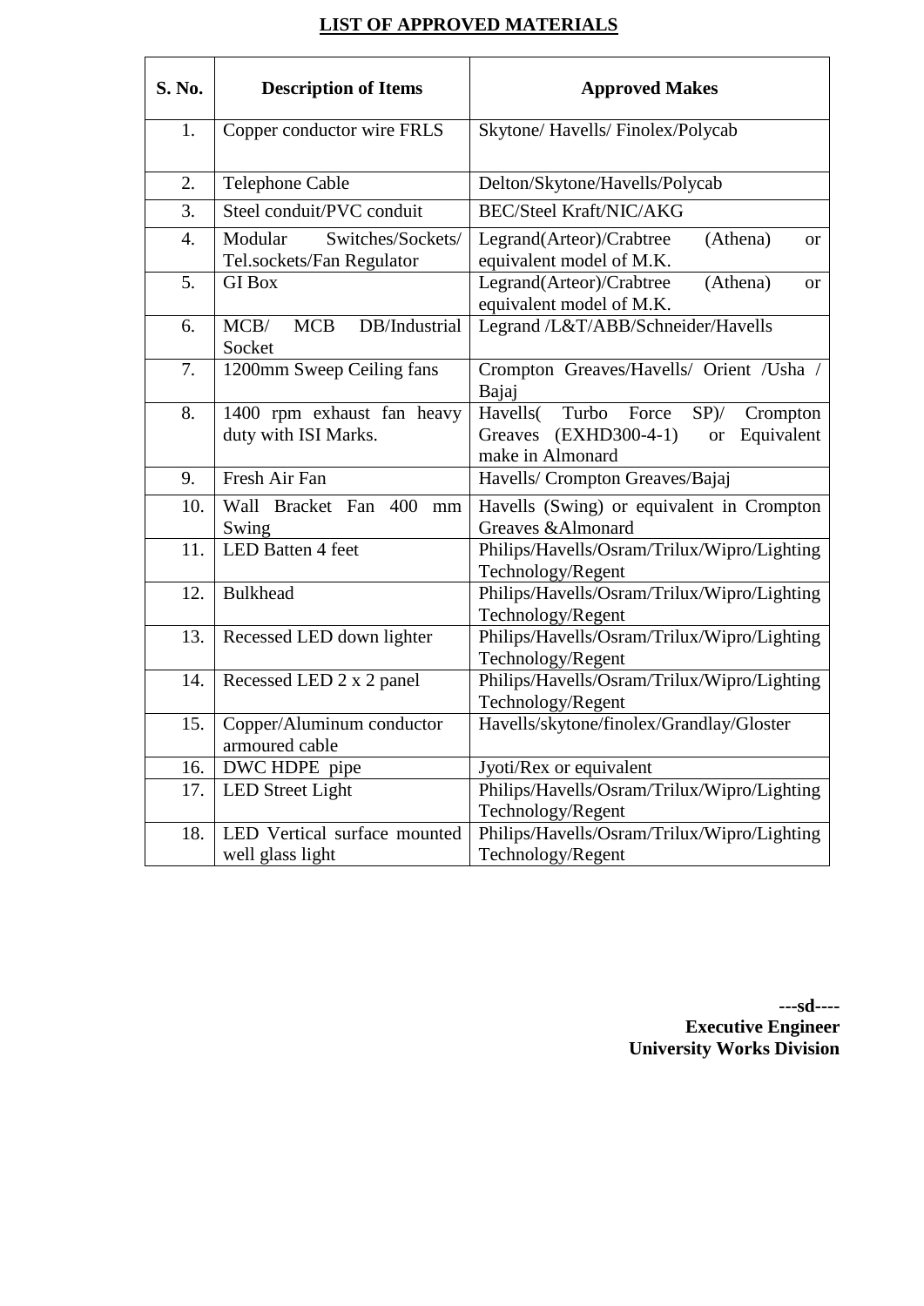**LIST OF APPROVED MATERIALS**

| S. No. | Description of Items | Approved Makes |
|---|---|---|
| 1. | Copper conductor wire FRLS | Skytone/ Havells/ Finolex/Polycab |
| 2. | Telephone Cable | Delton/Skytone/Havells/Polycab |
| 3. | Steel conduit/PVC conduit | BEC/Steel Kraft/NIC/AKG |
| 4. | Modular Switches/Sockets/ Tel.sockets/Fan Regulator | Legrand(Arteor)/Crabtree (Athena) or equivalent model of M.K. |
| 5. | GI Box | Legrand(Arteor)/Crabtree (Athena) or equivalent model of M.K. |
| 6. | MCB/ MCB DB/Industrial Socket | Legrand /L&T/ABB/Schneider/Havells |
| 7. | 1200mm Sweep Ceiling fans | Crompton Greaves/Havells/ Orient /Usha / Bajaj |
| 8. | 1400 rpm exhaust fan heavy duty with ISI Marks. | Havells( Turbo Force SP)/ Crompton Greaves (EXHD300-4-1) or Equivalent make in Almonard |
| 9. | Fresh Air Fan | Havells/ Crompton Greaves/Bajaj |
| 10. | Wall Bracket Fan 400 mm Swing | Havells (Swing) or equivalent in Crompton Greaves &Almonard |
| 11. | LED Batten 4 feet | Philips/Havells/Osram/Trilux/Wipro/Lighting Technology/Regent |
| 12. | Bulkhead | Philips/Havells/Osram/Trilux/Wipro/Lighting Technology/Regent |
| 13. | Recessed LED down lighter | Philips/Havells/Osram/Trilux/Wipro/Lighting Technology/Regent |
| 14. | Recessed LED 2 x 2 panel | Philips/Havells/Osram/Trilux/Wipro/Lighting Technology/Regent |
| 15. | Copper/Aluminum conductor armoured cable | Havells/skytone/finolex/Grandlay/Gloster |
| 16. | DWC HDPE pipe | Jyoti/Rex or equivalent |
| 17. | LED Street Light | Philips/Havells/Osram/Trilux/Wipro/Lighting Technology/Regent |
| 18. | LED Vertical surface mounted well glass light | Philips/Havells/Osram/Trilux/Wipro/Lighting Technology/Regent |

**---sd----**
**Executive Engineer**
**University Works Division**